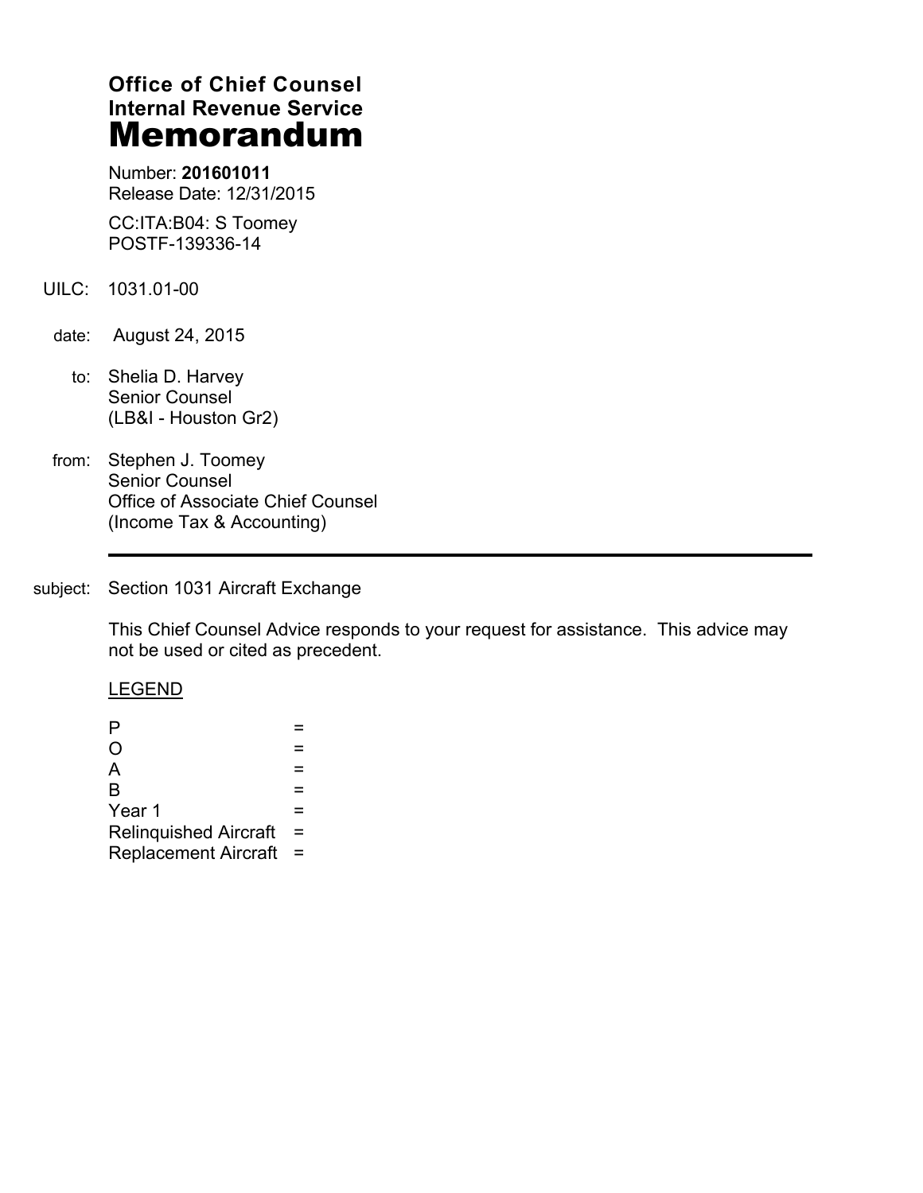**Office of Chief Counsel**
**Internal Revenue Service**
# Memorandum

Number: **201601011**
Release Date: 12/31/2015

CC:ITA:B04: S Toomey
POSTF-139336-14

UILC: 1031.01-00

date: August 24, 2015

to: Shelia D. Harvey
Senior Counsel
(LB&I - Houston Gr2)

from: Stephen J. Toomey
Senior Counsel
Office of Associate Chief Counsel
(Income Tax & Accounting)

---

subject: Section 1031 Aircraft Exchange

This Chief Counsel Advice responds to your request for assistance. This advice may not be used or cited as precedent.

LEGEND

P =
O =
A =
B =
Year 1 =
Relinquished Aircraft =
Replacement Aircraft =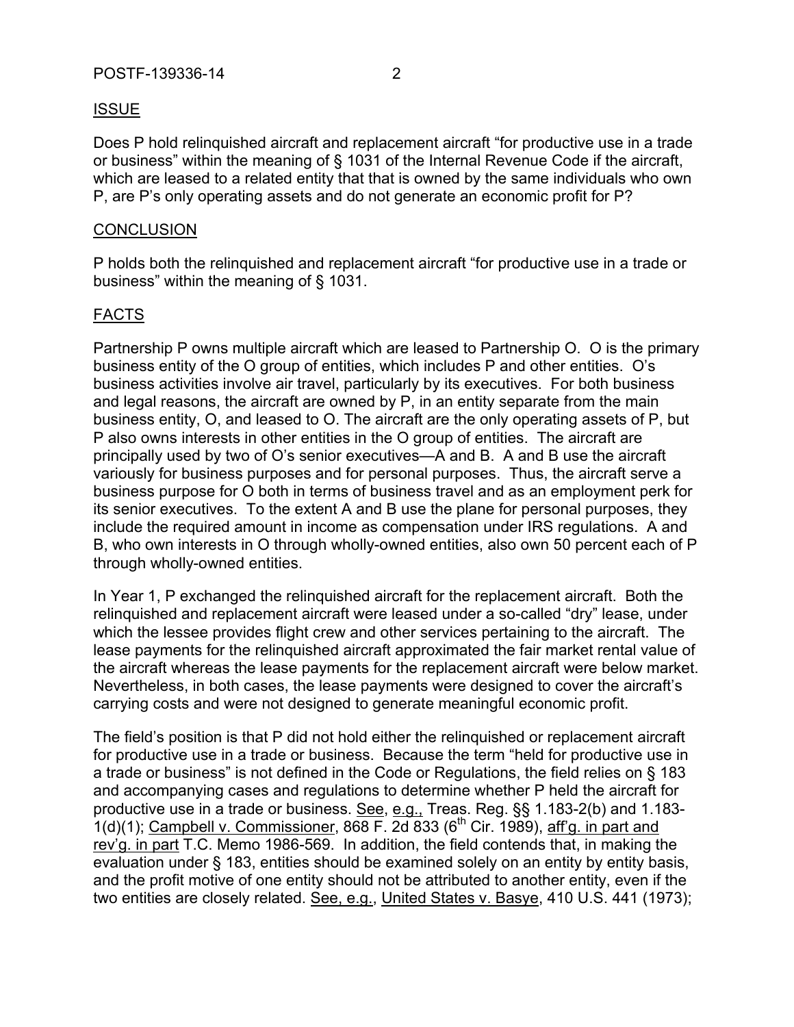## ISSUE

Does P hold relinquished aircraft and replacement aircraft "for productive use in a trade or business" within the meaning of § 1031 of the Internal Revenue Code if the aircraft, which are leased to a related entity that that is owned by the same individuals who own P, are P's only operating assets and do not generate an economic profit for P?

## CONCLUSION

P holds both the relinquished and replacement aircraft "for productive use in a trade or business" within the meaning of § 1031.

## FACTS

Partnership P owns multiple aircraft which are leased to Partnership O. O is the primary business entity of the O group of entities, which includes P and other entities. O's business activities involve air travel, particularly by its executives. For both business and legal reasons, the aircraft are owned by P, in an entity separate from the main business entity, O, and leased to O. The aircraft are the only operating assets of P, but P also owns interests in other entities in the O group of entities. The aircraft are principally used by two of O's senior executives—A and B. A and B use the aircraft variously for business purposes and for personal purposes. Thus, the aircraft serve a business purpose for O both in terms of business travel and as an employment perk for its senior executives. To the extent A and B use the plane for personal purposes, they include the required amount in income as compensation under IRS regulations. A and B, who own interests in O through wholly-owned entities, also own 50 percent each of P through wholly-owned entities.

In Year 1, P exchanged the relinquished aircraft for the replacement aircraft. Both the relinquished and replacement aircraft were leased under a so-called "dry" lease, under which the lessee provides flight crew and other services pertaining to the aircraft. The lease payments for the relinquished aircraft approximated the fair market rental value of the aircraft whereas the lease payments for the replacement aircraft were below market. Nevertheless, in both cases, the lease payments were designed to cover the aircraft's carrying costs and were not designed to generate meaningful economic profit.

The field's position is that P did not hold either the relinquished or replacement aircraft for productive use in a trade or business. Because the term "held for productive use in a trade or business" is not defined in the Code or Regulations, the field relies on § 183 and accompanying cases and regulations to determine whether P held the aircraft for productive use in a trade or business. See, e.g., Treas. Reg. §§ 1.183-2(b) and 1.183-1(d)(1); Campbell v. Commissioner, 868 F. 2d 833 (6th Cir. 1989), aff'g. in part and rev'g. in part T.C. Memo 1986-569. In addition, the field contends that, in making the evaluation under § 183, entities should be examined solely on an entity by entity basis, and the profit motive of one entity should not be attributed to another entity, even if the two entities are closely related. See, e.g., United States v. Basye, 410 U.S. 441 (1973);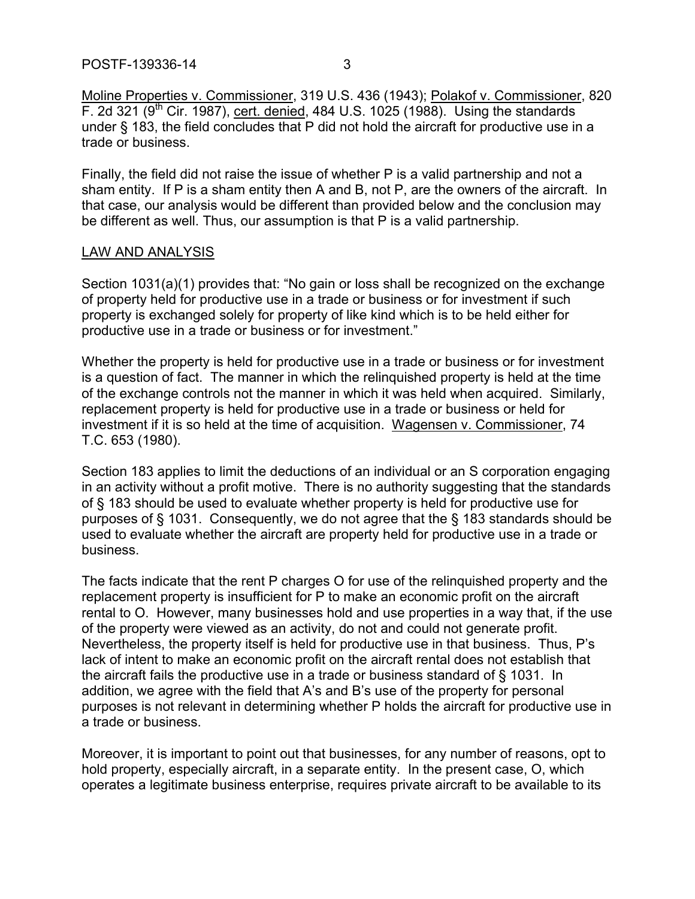Moline Properties v. Commissioner, 319 U.S. 436 (1943); Polakof v. Commissioner, 820 F. 2d 321 (9th Cir. 1987), cert. denied, 484 U.S. 1025 (1988). Using the standards under § 183, the field concludes that P did not hold the aircraft for productive use in a trade or business.

Finally, the field did not raise the issue of whether P is a valid partnership and not a sham entity. If P is a sham entity then A and B, not P, are the owners of the aircraft. In that case, our analysis would be different than provided below and the conclusion may be different as well. Thus, our assumption is that P is a valid partnership.

## LAW AND ANALYSIS

Section 1031(a)(1) provides that: "No gain or loss shall be recognized on the exchange of property held for productive use in a trade or business or for investment if such property is exchanged solely for property of like kind which is to be held either for productive use in a trade or business or for investment."

Whether the property is held for productive use in a trade or business or for investment is a question of fact. The manner in which the relinquished property is held at the time of the exchange controls not the manner in which it was held when acquired. Similarly, replacement property is held for productive use in a trade or business or held for investment if it is so held at the time of acquisition. Wagensen v. Commissioner, 74 T.C. 653 (1980).

Section 183 applies to limit the deductions of an individual or an S corporation engaging in an activity without a profit motive. There is no authority suggesting that the standards of § 183 should be used to evaluate whether property is held for productive use for purposes of § 1031. Consequently, we do not agree that the § 183 standards should be used to evaluate whether the aircraft are property held for productive use in a trade or business.

The facts indicate that the rent P charges O for use of the relinquished property and the replacement property is insufficient for P to make an economic profit on the aircraft rental to O. However, many businesses hold and use properties in a way that, if the use of the property were viewed as an activity, do not and could not generate profit. Nevertheless, the property itself is held for productive use in that business. Thus, P's lack of intent to make an economic profit on the aircraft rental does not establish that the aircraft fails the productive use in a trade or business standard of § 1031. In addition, we agree with the field that A's and B's use of the property for personal purposes is not relevant in determining whether P holds the aircraft for productive use in a trade or business.

Moreover, it is important to point out that businesses, for any number of reasons, opt to hold property, especially aircraft, in a separate entity. In the present case, O, which operates a legitimate business enterprise, requires private aircraft to be available to its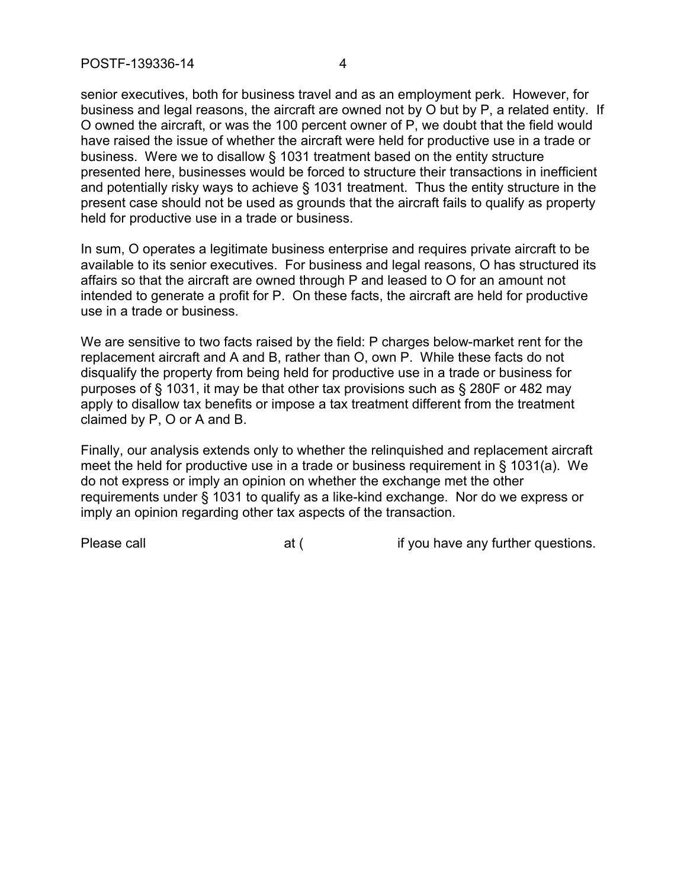senior executives, both for business travel and as an employment perk. However, for business and legal reasons, the aircraft are owned not by O but by P, a related entity. If O owned the aircraft, or was the 100 percent owner of P, we doubt that the field would have raised the issue of whether the aircraft were held for productive use in a trade or business. Were we to disallow § 1031 treatment based on the entity structure presented here, businesses would be forced to structure their transactions in inefficient and potentially risky ways to achieve § 1031 treatment. Thus the entity structure in the present case should not be used as grounds that the aircraft fails to qualify as property held for productive use in a trade or business.

In sum, O operates a legitimate business enterprise and requires private aircraft to be available to its senior executives. For business and legal reasons, O has structured its affairs so that the aircraft are owned through P and leased to O for an amount not intended to generate a profit for P. On these facts, the aircraft are held for productive use in a trade or business.

We are sensitive to two facts raised by the field: P charges below-market rent for the replacement aircraft and A and B, rather than O, own P. While these facts do not disqualify the property from being held for productive use in a trade or business for purposes of § 1031, it may be that other tax provisions such as § 280F or 482 may apply to disallow tax benefits or impose a tax treatment different from the treatment claimed by P, O or A and B.

Finally, our analysis extends only to whether the relinquished and replacement aircraft meet the held for productive use in a trade or business requirement in § 1031(a). We do not express or imply an opinion on whether the exchange met the other requirements under § 1031 to qualify as a like-kind exchange. Nor do we express or imply an opinion regarding other tax aspects of the transaction.

Please call at ( if you have any further questions.